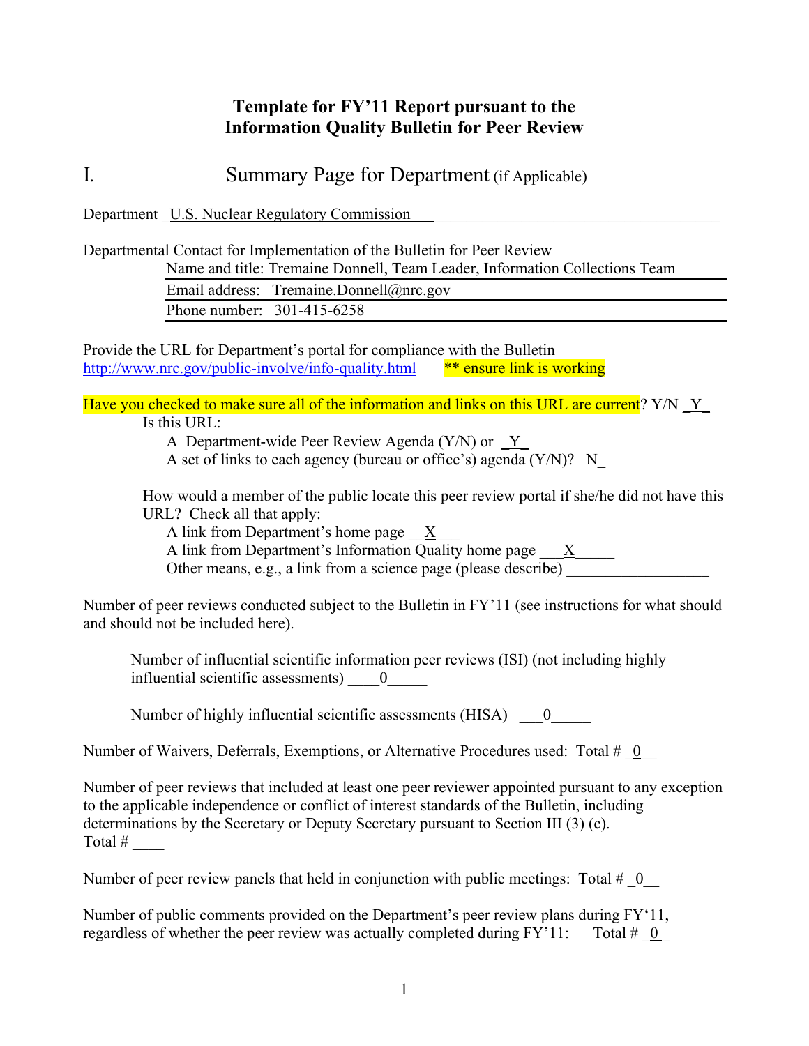# Template for FY'11 Report pursuant to the Information Quality Bulletin for Peer Review

## I. Summary Page for Department (if Applicable)

Department _U.S. Nuclear Regulatory Commission_

Departmental Contact for Implementation of the Bulletin for Peer Review

| | |
|---|---|
| Name and title: | Tremaine Donnell, Team Leader, Information Collections Team |
| Email address: | Tremaine.Donnell@nrc.gov |
| Phone number: | 301-415-6258 |

Provide the URL for Department's portal for compliance with the Bulletin
http://www.nrc.gov/public-involve/info-quality.html ** ensure link is working

Have you checked to make sure all of the information and links on this URL are current? Y/N _Y_

Is this URL:

A Department-wide Peer Review Agenda (Y/N) or _Y_
A set of links to each agency (bureau or office's) agenda (Y/N)? _N_

How would a member of the public locate this peer review portal if she/he did not have this URL? Check all that apply:

A link from Department's home page __X__
A link from Department's Information Quality home page __X__
Other means, e.g., a link from a science page (please describe) ________

Number of peer reviews conducted subject to the Bulletin in FY'11 (see instructions for what should and should not be included here).

Number of influential scientific information peer reviews (ISI) (not including highly influential scientific assessments) __0__

Number of highly influential scientific assessments (HISA) __0__

Number of Waivers, Deferrals, Exemptions, or Alternative Procedures used: Total # _0_

Number of peer reviews that included at least one peer reviewer appointed pursuant to any exception to the applicable independence or conflict of interest standards of the Bulletin, including determinations by the Secretary or Deputy Secretary pursuant to Section III (3) (c).
Total # ____

Number of peer review panels that held in conjunction with public meetings: Total # _0_

Number of public comments provided on the Department's peer review plans during FY'11, regardless of whether the peer review was actually completed during FY'11: Total # _0_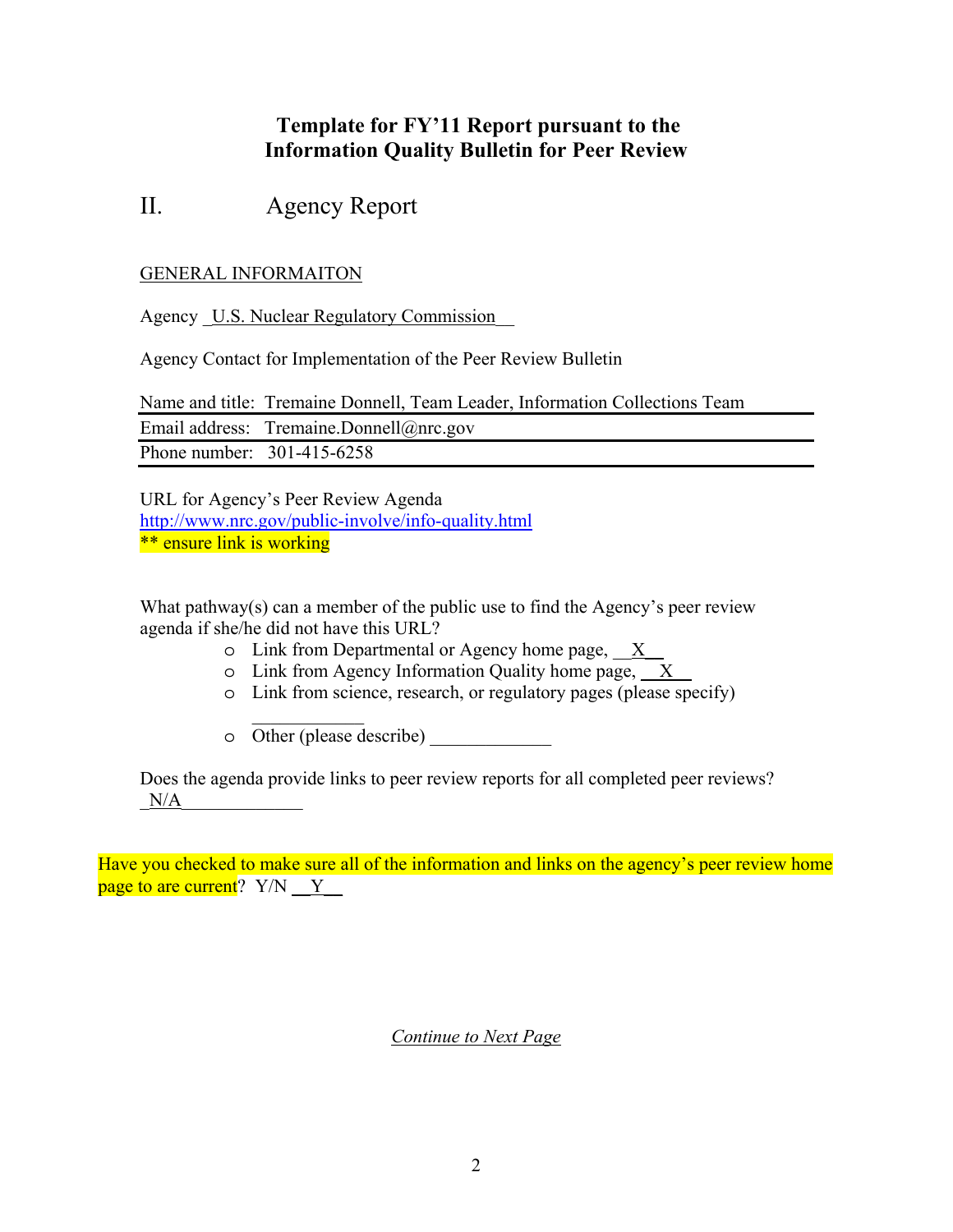# Template for FY'11 Report pursuant to the Information Quality Bulletin for Peer Review

## II. Agency Report

GENERAL INFORMAITON

Agency _U.S. Nuclear Regulatory Commission__

Agency Contact for Implementation of the Peer Review Bulletin

| | |
|---|---|
| Name and title: | Tremaine Donnell, Team Leader, Information Collections Team |
| Email address: | Tremaine.Donnell@nrc.gov |
| Phone number: | 301-415-6258 |

URL for Agency's Peer Review Agenda
http://www.nrc.gov/public-involve/info-quality.html
** ensure link is working

What pathway(s) can a member of the public use to find the Agency's peer review agenda if she/he did not have this URL?

- Link from Departmental or Agency home page, __X__
- Link from Agency Information Quality home page, __X__
- Link from science, research, or regulatory pages (please specify) ____________
- Other (please describe) _____________

Does the agenda provide links to peer review reports for all completed peer reviews? _N/A_____________

Have you checked to make sure all of the information and links on the agency's peer review home page to are current? Y/N __Y__

*Continue to Next Page*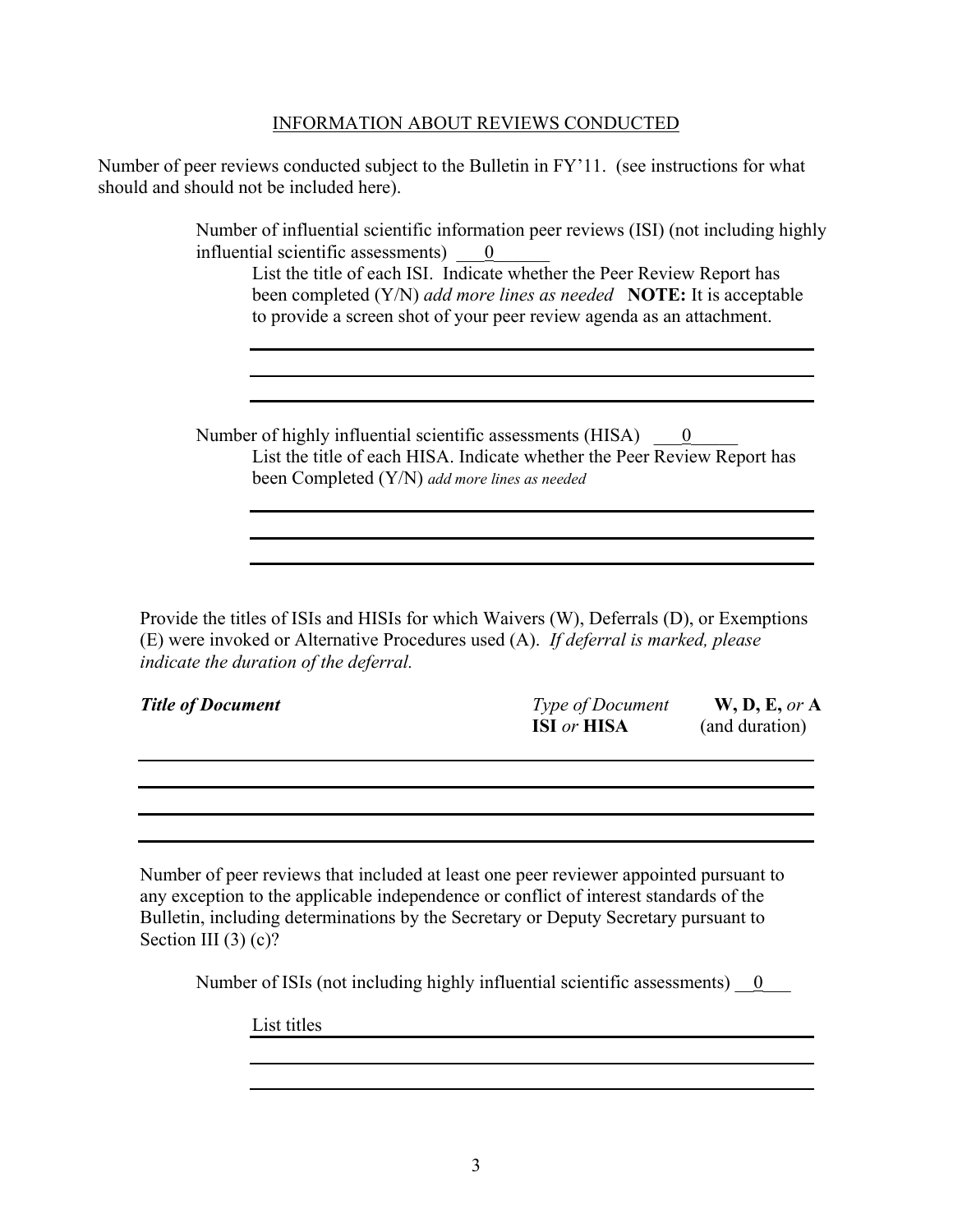INFORMATION ABOUT REVIEWS CONDUCTED

Number of peer reviews conducted subject to the Bulletin in FY'11. (see instructions for what should and should not be included here).

Number of influential scientific information peer reviews (ISI) (not including highly influential scientific assessments) ___0______

List the title of each ISI. Indicate whether the Peer Review Report has been completed (Y/N) *add more lines as needed* **NOTE:** It is acceptable to provide a screen shot of your peer review agenda as an attachment.

Number of highly influential scientific assessments (HISA) ___0_____

List the title of each HISA. Indicate whether the Peer Review Report has been Completed (Y/N) *add more lines as needed*

Provide the titles of ISIs and HISIs for which Waivers (W), Deferrals (D), or Exemptions (E) were invoked or Alternative Procedures used (A). *If deferral is marked, please indicate the duration of the deferral.*

| ***Title of Document*** | *Type of Document* **ISI** *or* **HISA** | **W, D, E,** *or* **A** (and duration) |
|---|---|---|
| | | |
| | | |
| | | |

Number of peer reviews that included at least one peer reviewer appointed pursuant to any exception to the applicable independence or conflict of interest standards of the Bulletin, including determinations by the Secretary or Deputy Secretary pursuant to Section III (3) (c)?

Number of ISIs (not including highly influential scientific assessments) __0___

List titles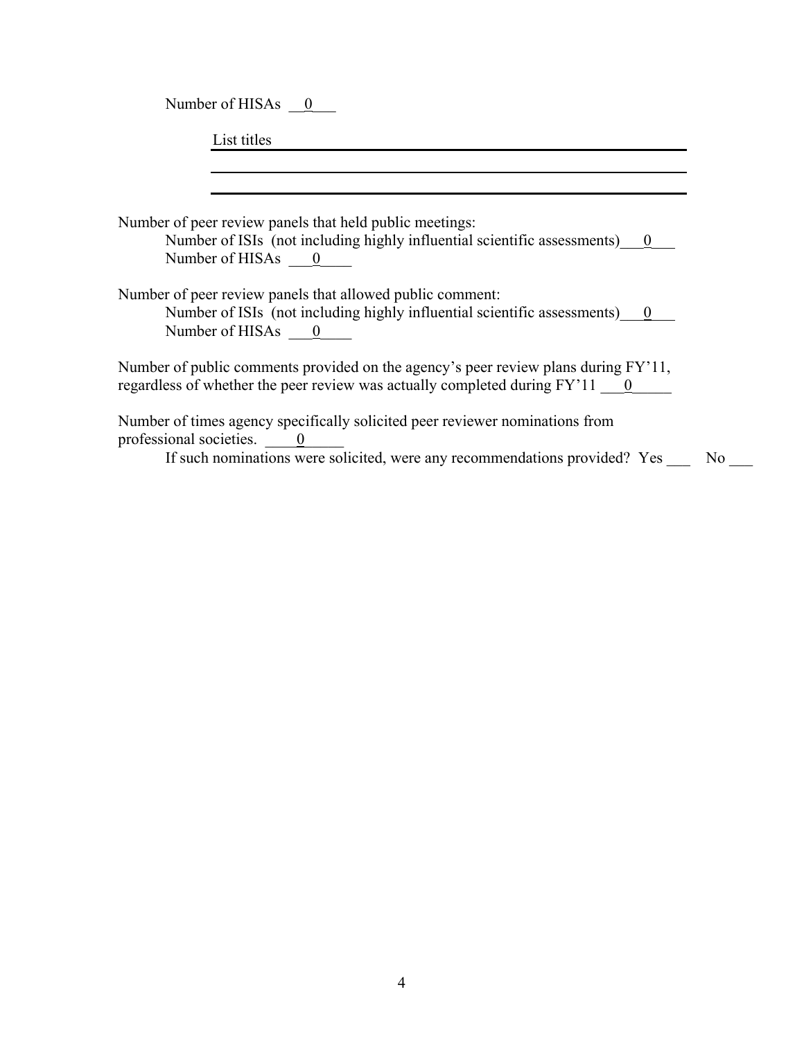Number of HISAs \_\_0\_\_\_

List titles \_\_\_\_\_\_\_\_\_\_\_\_\_\_\_\_\_\_\_\_\_\_\_\_\_\_\_\_\_\_\_\_\_\_\_\_\_\_\_\_

\_\_\_\_\_\_\_\_\_\_\_\_\_\_\_\_\_\_\_\_\_\_\_\_\_\_\_\_\_\_\_\_\_\_\_\_\_\_\_\_\_\_\_\_\_\_\_\_\_\_

\_\_\_\_\_\_\_\_\_\_\_\_\_\_\_\_\_\_\_\_\_\_\_\_\_\_\_\_\_\_\_\_\_\_\_\_\_\_\_\_\_\_\_\_\_\_\_\_\_\_

Number of peer review panels that held public meetings:

Number of ISIs (not including highly influential scientific assessments)\_\_\_0\_\_\_

Number of HISAs \_\_\_0\_\_\_\_

Number of peer review panels that allowed public comment:

Number of ISIs (not including highly influential scientific assessments)\_\_\_0\_\_\_

Number of HISAs \_\_\_0\_\_\_\_

Number of public comments provided on the agency's peer review plans during FY'11, regardless of whether the peer review was actually completed during FY'11 \_\_\_0\_\_\_\_\_

Number of times agency specifically solicited peer reviewer nominations from professional societies. \_\_\_\_0\_\_\_\_\_

If such nominations were solicited, were any recommendations provided? Yes \_\_\_ No \_\_\_